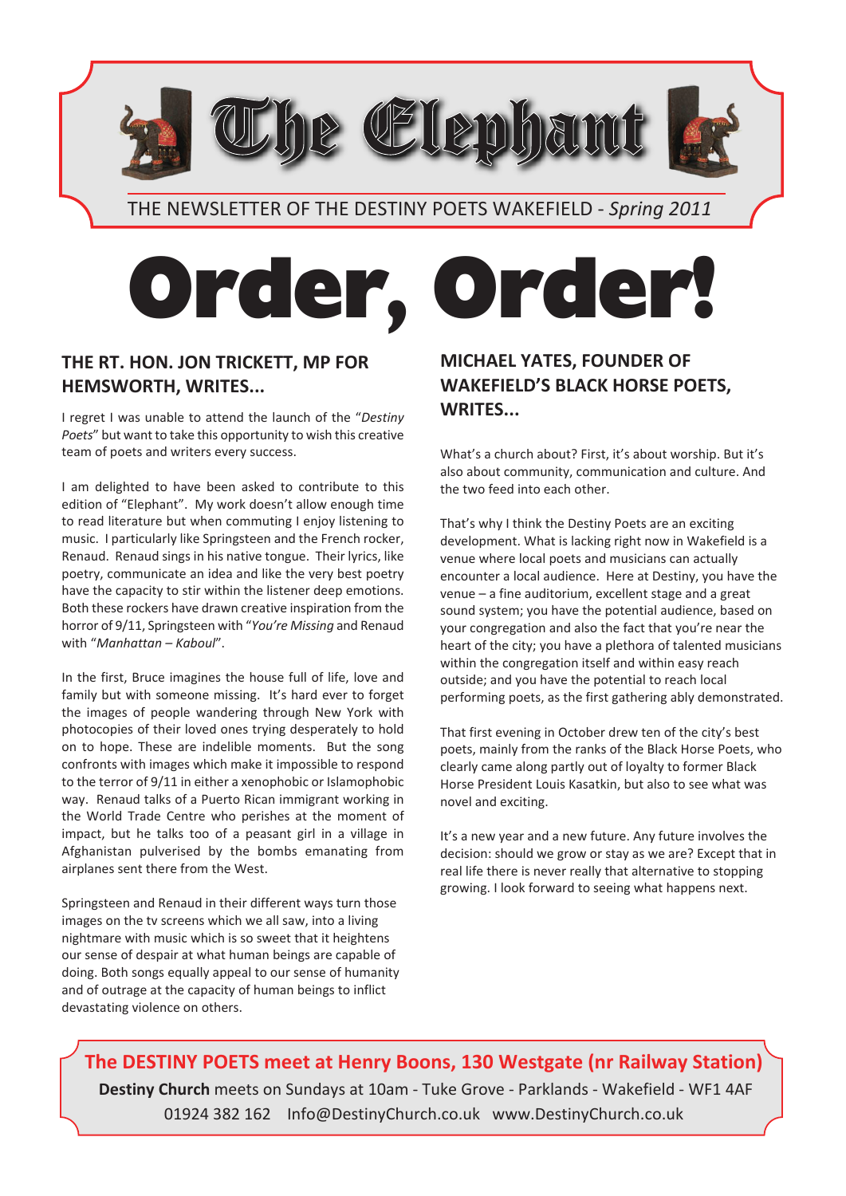# The Elephant

THE NEWSLETTER OF THE DESTINY POETS WAKEFIELD - *Spring 2011*

# Order, Order!

## THE RT. HON. JON TRICKETT, MP FOR HEMSWORTH, WRITES...

I regret I was unable to attend the launch of the "*Destiny Poets*" but want to take this opportunity to wish this creative team of poets and writers every success.

I am delighted to have been asked to contribute to this edition of "Elephant". My work doesn't allow enough time to read literature but when commuting I enjoy listening to music. I particularly like Springsteen and the French rocker, Renaud. Renaud sings in his native tongue. Their lyrics, like poetry, communicate an idea and like the very best poetry have the capacity to stir within the listener deep emotions. Both these rockers have drawn creative inspiration from the horror of 9/11, Springsteen with "*You're Missing* and Renaud with "*Manhattan – Kaboul*".

In the first, Bruce imagines the house full of life, love and family but with someone missing. It's hard ever to forget the images of people wandering through New York with photocopies of their loved ones trying desperately to hold on to hope. These are indelible moments. But the song confronts with images which make it impossible to respond to the terror of 9/11 in either a xenophobic or Islamophobic way. Renaud talks of a Puerto Rican immigrant working in the World Trade Centre who perishes at the moment of impact, but he talks too of a peasant girl in a village in Afghanistan pulverised by the bombs emanating from airplanes sent there from the West.

Springsteen and Renaud in their different ways turn those images on the tv screens which we all saw, into a living nightmare with music which is so sweet that it heightens our sense of despair at what human beings are capable of doing. Both songs equally appeal to our sense of humanity and of outrage at the capacity of human beings to inflict devastating violence on others.

## MICHAEL YATES, FOUNDER OF WAKEFIELD'S BLACK HORSE POETS, WRITES...

What's a church about? First, it's about worship. But it's also about community, communication and culture. And the two feed into each other.

That's why I think the Destiny Poets are an exciting development. What is lacking right now in Wakefield is a venue where local poets and musicians can actually encounter a local audience. Here at Destiny, you have the venue – a fine auditorium, excellent stage and a great sound system; you have the potential audience, based on your congregation and also the fact that you're near the heart of the city; you have a plethora of talented musicians within the congregation itself and within easy reach outside; and you have the potential to reach local performing poets, as the first gathering ably demonstrated.

That first evening in October drew ten of the city's best poets, mainly from the ranks of the Black Horse Poets, who clearly came along partly out of loyalty to former Black Horse President Louis Kasatkin, but also to see what was novel and exciting.

It's a new year and a new future. Any future involves the decision: should we grow or stay as we are? Except that in real life there is never really that alternative to stopping growing. I look forward to seeing what happens next.

**The DESTINY POETS meet at Henry Boons, 130 Westgate (nr Railway Station)**

**Destiny Church** meets on Sundays at 10am - Tuke Grove - Parklands - Wakefield - WF1 4AF

01924 382 162 Info@DestinyChurch.co.uk www.DestinyChurch.co.uk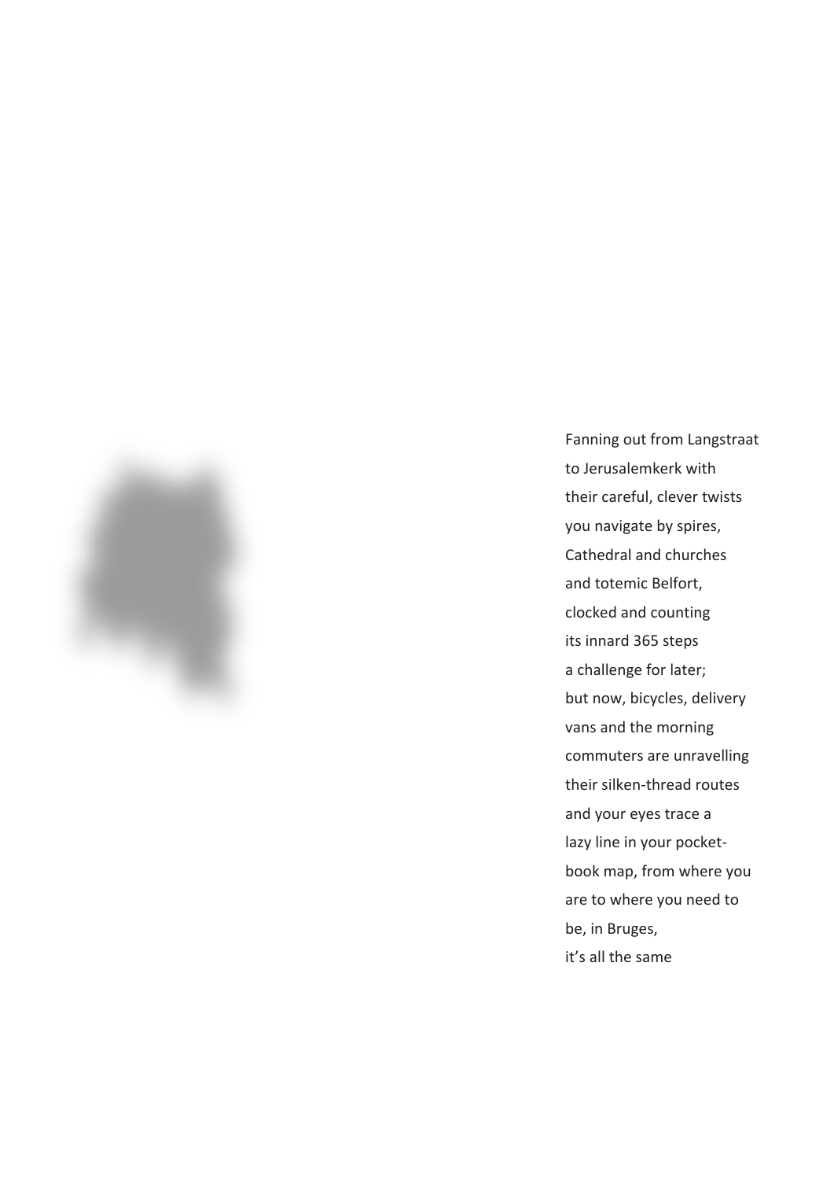Fanning out from Langstraat  
to Jerusalemkerk with  
their careful, clever twists  
you navigate by spires,  
Cathedral and churches  
and totemic Belfort,  
clocked and counting  
its innard 365 steps  
a challenge for later;  
but now, bicycles, delivery  
vans and the morning  
commuters are unravelling  
their silken-thread routes  
and your eyes trace a  
lazy line in your pocket-  
book map, from where you  
are to where you need to  
be, in Bruges,  
it's all the same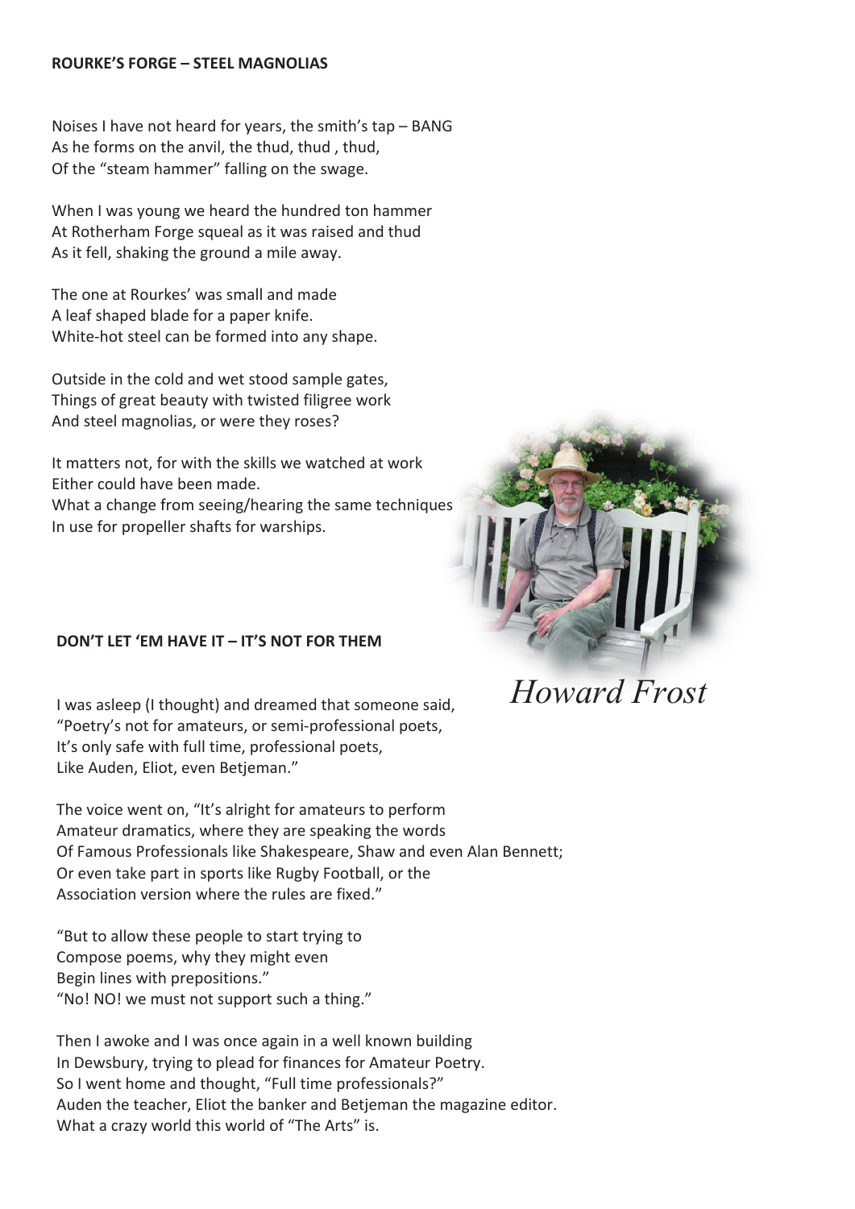## ROURKE'S FORGE – STEEL MAGNOLIAS

Noises I have not heard for years, the smith's tap – BANG
As he forms on the anvil, the thud, thud , thud,
Of the "steam hammer" falling on the swage.

When I was young we heard the hundred ton hammer
At Rotherham Forge squeal as it was raised and thud
As it fell, shaking the ground a mile away.

The one at Rourkes' was small and made
A leaf shaped blade for a paper knife.
White-hot steel can be formed into any shape.

Outside in the cold and wet stood sample gates,
Things of great beauty with twisted filigree work
And steel magnolias, or were they roses?

It matters not, for with the skills we watched at work
Either could have been made.
What a change from seeing/hearing the same techniques
In use for propeller shafts for warships.

*Howard Frost*

## DON'T LET 'EM HAVE IT – IT'S NOT FOR THEM

I was asleep (I thought) and dreamed that someone said,
"Poetry's not for amateurs, or semi-professional poets,
It's only safe with full time, professional poets,
Like Auden, Eliot, even Betjeman."

The voice went on, "It's alright for amateurs to perform
Amateur dramatics, where they are speaking the words
Of Famous Professionals like Shakespeare, Shaw and even Alan Bennett;
Or even take part in sports like Rugby Football, or the
Association version where the rules are fixed."

"But to allow these people to start trying to
Compose poems, why they might even
Begin lines with prepositions."
"No! NO! we must not support such a thing."

Then I awoke and I was once again in a well known building
In Dewsbury, trying to plead for finances for Amateur Poetry.
So I went home and thought, "Full time professionals?"
Auden the teacher, Eliot the banker and Betjeman the magazine editor.
What a crazy world this world of "The Arts" is.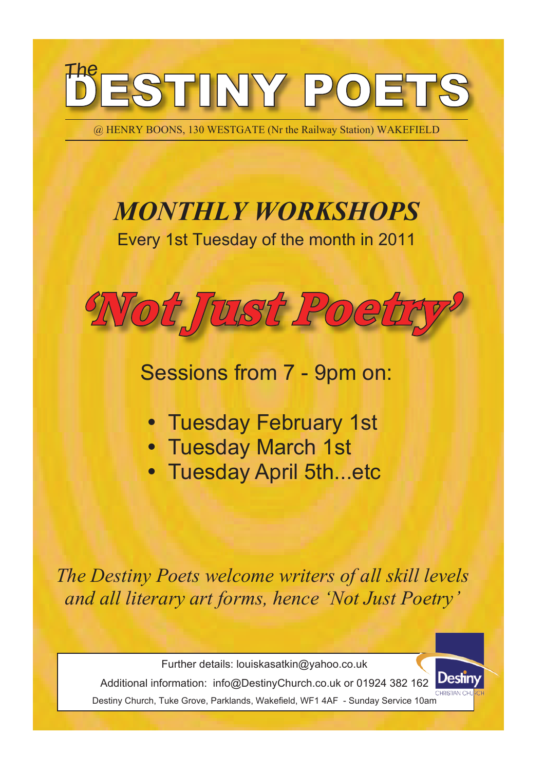# *The* DESTINY POETS

@ HENRY BOONS, 130 WESTGATE (Nr the Railway Station) WAKEFIELD

## *MONTHLY WORKSHOPS*

Every 1st Tuesday of the month in 2011

## *'Not Just Poetry'*

Sessions from 7 - 9pm on:

- Tuesday February 1st
- Tuesday March 1st
- Tuesday April 5th...etc

*The Destiny Poets welcome writers of all skill levels and all literary art forms, hence 'Not Just Poetry'*

Further details: louiskasatkin@yahoo.co.uk

Additional information: info@DestinyChurch.co.uk or 01924 382 162

Destiny Church, Tuke Grove, Parklands, Wakefield, WF1 4AF - Sunday Service 10am

Destiny CHRISTIAN CHURCH